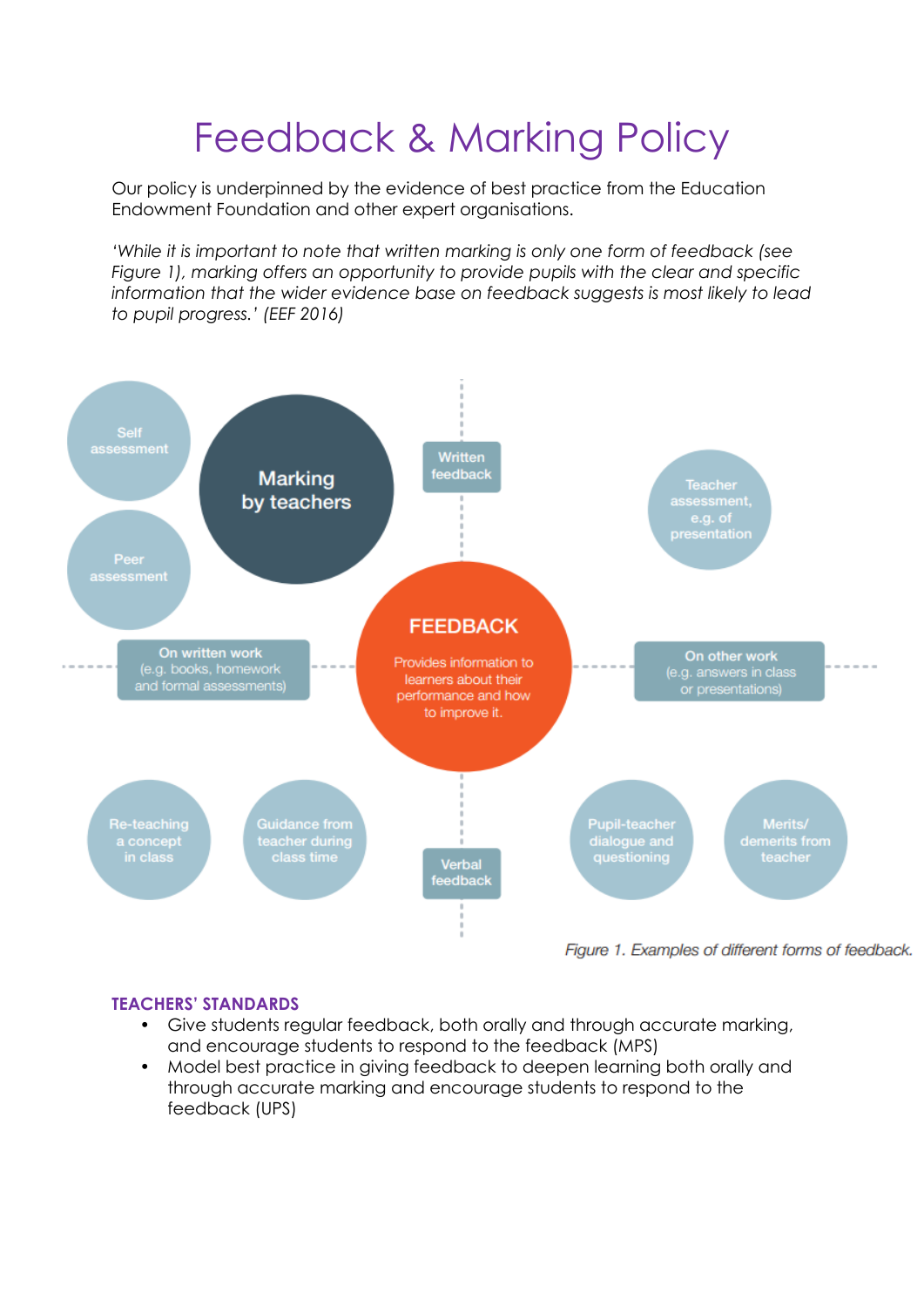# Feedback & Marking Policy

Our policy is underpinned by the evidence of best practice from the Education Endowment Foundation and other expert organisations.

*'While it is important to note that written marking is only one form of feedback (see Figure 1), marking offers an opportunity to provide pupils with the clear and specific information that the wider evidence base on feedback suggests is most likely to lead to pupil progress.' (EEF 2016)*

Self assessment

Marking by teachers

Written feedback

Teacher assessment, e.g. of presentation

Peer assessment

On written work (e.g. books, homework and formal assessments)

**FEEDBACK**

Provides information to learners about their performance and how to improve it.

On other work (e.g. answers in class or presentations)

Re-teaching a concept in class

Guidance from teacher during class time

Verbal feedback

Pupil-teacher dialogue and questioning

Merits/ demerits from teacher

*Figure 1. Examples of different forms of feedback.*

## TEACHERS' STANDARDS

- Give students regular feedback, both orally and through accurate marking, and encourage students to respond to the feedback (MPS)
- Model best practice in giving feedback to deepen learning both orally and through accurate marking and encourage students to respond to the feedback (UPS)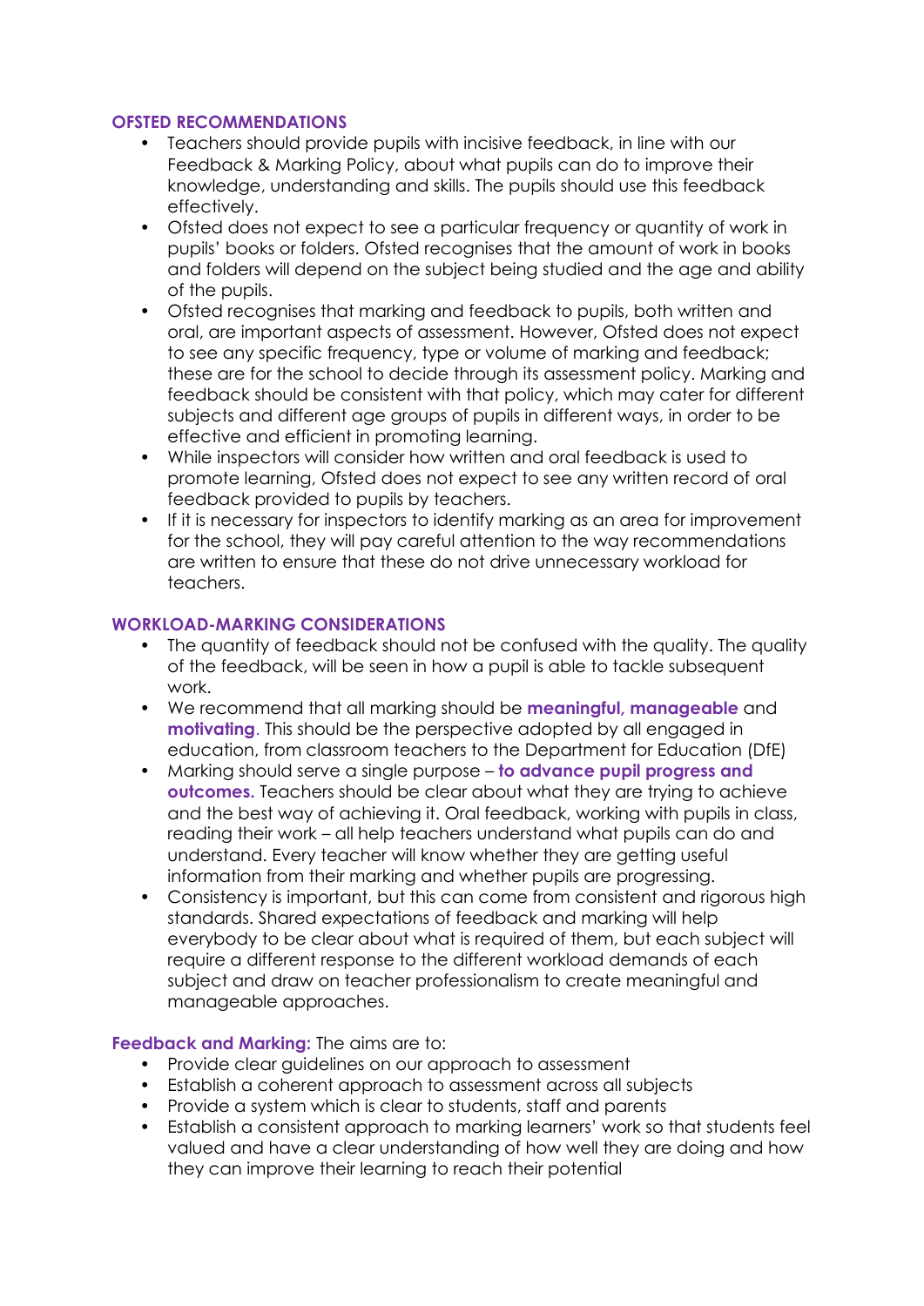## OFSTED RECOMMENDATIONS

- Teachers should provide pupils with incisive feedback, in line with our Feedback & Marking Policy, about what pupils can do to improve their knowledge, understanding and skills. The pupils should use this feedback effectively.
- Ofsted does not expect to see a particular frequency or quantity of work in pupils' books or folders. Ofsted recognises that the amount of work in books and folders will depend on the subject being studied and the age and ability of the pupils.
- Ofsted recognises that marking and feedback to pupils, both written and oral, are important aspects of assessment. However, Ofsted does not expect to see any specific frequency, type or volume of marking and feedback; these are for the school to decide through its assessment policy. Marking and feedback should be consistent with that policy, which may cater for different subjects and different age groups of pupils in different ways, in order to be effective and efficient in promoting learning.
- While inspectors will consider how written and oral feedback is used to promote learning, Ofsted does not expect to see any written record of oral feedback provided to pupils by teachers.
- If it is necessary for inspectors to identify marking as an area for improvement for the school, they will pay careful attention to the way recommendations are written to ensure that these do not drive unnecessary workload for teachers.

## WORKLOAD-MARKING CONSIDERATIONS

- The quantity of feedback should not be confused with the quality. The quality of the feedback, will be seen in how a pupil is able to tackle subsequent work.
- We recommend that all marking should be **meaningful, manageable** and **motivating**. This should be the perspective adopted by all engaged in education, from classroom teachers to the Department for Education (DfE)
- Marking should serve a single purpose – **to advance pupil progress and outcomes.** Teachers should be clear about what they are trying to achieve and the best way of achieving it. Oral feedback, working with pupils in class, reading their work – all help teachers understand what pupils can do and understand. Every teacher will know whether they are getting useful information from their marking and whether pupils are progressing.
- Consistency is important, but this can come from consistent and rigorous high standards. Shared expectations of feedback and marking will help everybody to be clear about what is required of them, but each subject will require a different response to the different workload demands of each subject and draw on teacher professionalism to create meaningful and manageable approaches.

**Feedback and Marking:** The aims are to:

- Provide clear guidelines on our approach to assessment
- Establish a coherent approach to assessment across all subjects
- Provide a system which is clear to students, staff and parents
- Establish a consistent approach to marking learners' work so that students feel valued and have a clear understanding of how well they are doing and how they can improve their learning to reach their potential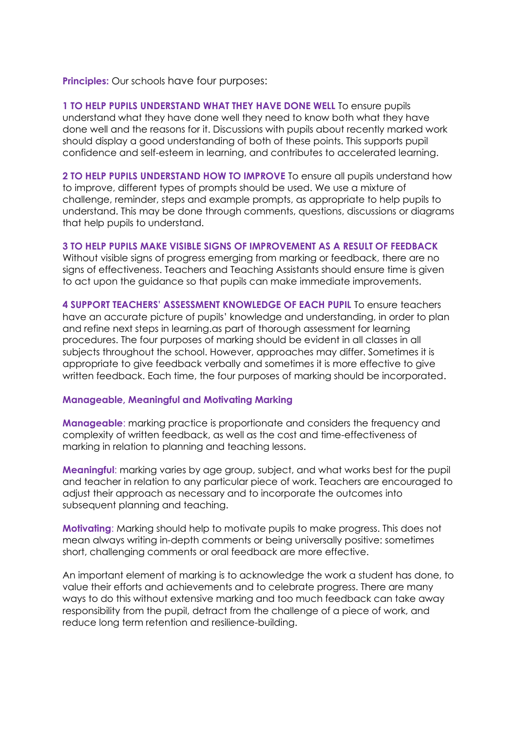**Principles:** Our schools have four purposes:

**1 TO HELP PUPILS UNDERSTAND WHAT THEY HAVE DONE WELL** To ensure pupils understand what they have done well they need to know both what they have done well and the reasons for it. Discussions with pupils about recently marked work should display a good understanding of both of these points. This supports pupil confidence and self-esteem in learning, and contributes to accelerated learning.

**2 TO HELP PUPILS UNDERSTAND HOW TO IMPROVE** To ensure all pupils understand how to improve, different types of prompts should be used. We use a mixture of challenge, reminder, steps and example prompts, as appropriate to help pupils to understand. This may be done through comments, questions, discussions or diagrams that help pupils to understand.

**3 TO HELP PUPILS MAKE VISIBLE SIGNS OF IMPROVEMENT AS A RESULT OF FEEDBACK** Without visible signs of progress emerging from marking or feedback, there are no signs of effectiveness. Teachers and Teaching Assistants should ensure time is given to act upon the guidance so that pupils can make immediate improvements.

**4 SUPPORT TEACHERS' ASSESSMENT KNOWLEDGE OF EACH PUPIL** To ensure teachers have an accurate picture of pupils' knowledge and understanding, in order to plan and refine next steps in learning.as part of thorough assessment for learning procedures. The four purposes of marking should be evident in all classes in all subjects throughout the school. However, approaches may differ. Sometimes it is appropriate to give feedback verbally and sometimes it is more effective to give written feedback. Each time, the four purposes of marking should be incorporated.

**Manageable, Meaningful and Motivating Marking**

**Manageable**: marking practice is proportionate and considers the frequency and complexity of written feedback, as well as the cost and time-effectiveness of marking in relation to planning and teaching lessons.

**Meaningful**: marking varies by age group, subject, and what works best for the pupil and teacher in relation to any particular piece of work. Teachers are encouraged to adjust their approach as necessary and to incorporate the outcomes into subsequent planning and teaching.

**Motivating**: Marking should help to motivate pupils to make progress. This does not mean always writing in-depth comments or being universally positive: sometimes short, challenging comments or oral feedback are more effective.

An important element of marking is to acknowledge the work a student has done, to value their efforts and achievements and to celebrate progress. There are many ways to do this without extensive marking and too much feedback can take away responsibility from the pupil, detract from the challenge of a piece of work, and reduce long term retention and resilience-building.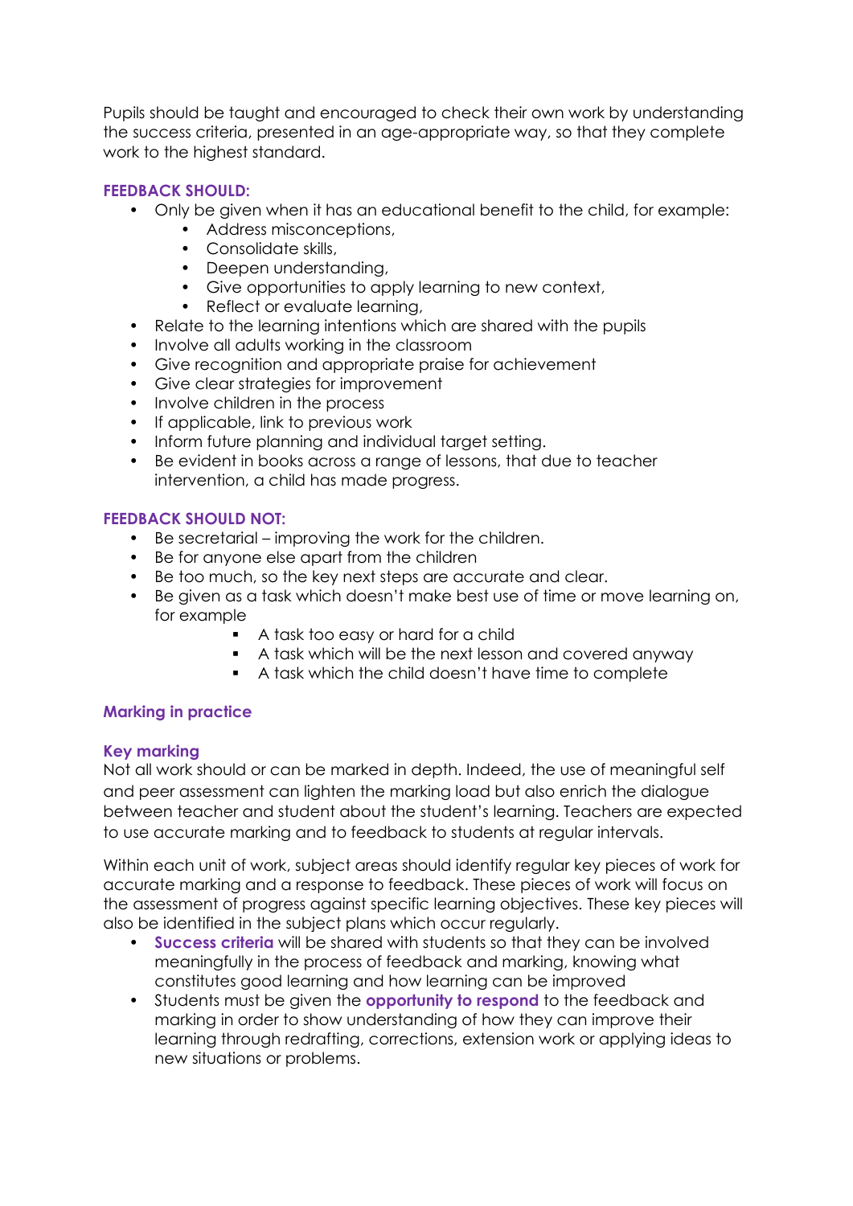Pupils should be taught and encouraged to check their own work by understanding the success criteria, presented in an age-appropriate way, so that they complete work to the highest standard.

### FEEDBACK SHOULD:

- Only be given when it has an educational benefit to the child, for example:
  - Address misconceptions,
  - Consolidate skills,
  - Deepen understanding,
  - Give opportunities to apply learning to new context,
  - Reflect or evaluate learning,
- Relate to the learning intentions which are shared with the pupils
- Involve all adults working in the classroom
- Give recognition and appropriate praise for achievement
- Give clear strategies for improvement
- Involve children in the process
- If applicable, link to previous work
- Inform future planning and individual target setting.
- Be evident in books across a range of lessons, that due to teacher intervention, a child has made progress.

### FEEDBACK SHOULD NOT:

- Be secretarial – improving the work for the children.
- Be for anyone else apart from the children
- Be too much, so the key next steps are accurate and clear.
- Be given as a task which doesn't make best use of time or move learning on, for example
  - A task too easy or hard for a child
  - A task which will be the next lesson and covered anyway
  - A task which the child doesn't have time to complete

## Marking in practice

### Key marking

Not all work should or can be marked in depth. Indeed, the use of meaningful self and peer assessment can lighten the marking load but also enrich the dialogue between teacher and student about the student's learning. Teachers are expected to use accurate marking and to feedback to students at regular intervals.

Within each unit of work, subject areas should identify regular key pieces of work for accurate marking and a response to feedback. These pieces of work will focus on the assessment of progress against specific learning objectives. These key pieces will also be identified in the subject plans which occur regularly.

- **Success criteria** will be shared with students so that they can be involved meaningfully in the process of feedback and marking, knowing what constitutes good learning and how learning can be improved
- Students must be given the **opportunity to respond** to the feedback and marking in order to show understanding of how they can improve their learning through redrafting, corrections, extension work or applying ideas to new situations or problems.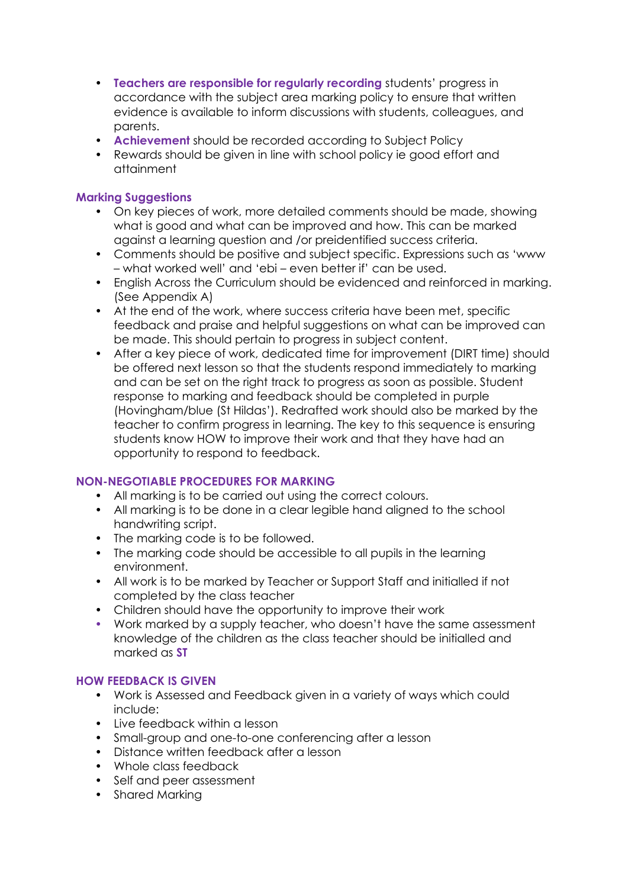- **Teachers are responsible for regularly recording** students' progress in accordance with the subject area marking policy to ensure that written evidence is available to inform discussions with students, colleagues, and parents.
- **Achievement** should be recorded according to Subject Policy
- Rewards should be given in line with school policy ie good effort and attainment

### Marking Suggestions

- On key pieces of work, more detailed comments should be made, showing what is good and what can be improved and how. This can be marked against a learning question and /or preidentified success criteria.
- Comments should be positive and subject specific. Expressions such as 'www – what worked well' and 'ebi – even better if' can be used.
- English Across the Curriculum should be evidenced and reinforced in marking. (See Appendix A)
- At the end of the work, where success criteria have been met, specific feedback and praise and helpful suggestions on what can be improved can be made. This should pertain to progress in subject content.
- After a key piece of work, dedicated time for improvement (DIRT time) should be offered next lesson so that the students respond immediately to marking and can be set on the right track to progress as soon as possible. Student response to marking and feedback should be completed in purple (Hovingham/blue (St Hildas'). Redrafted work should also be marked by the teacher to confirm progress in learning. The key to this sequence is ensuring students know HOW to improve their work and that they have had an opportunity to respond to feedback.

### NON-NEGOTIABLE PROCEDURES FOR MARKING

- All marking is to be carried out using the correct colours.
- All marking is to be done in a clear legible hand aligned to the school handwriting script.
- The marking code is to be followed.
- The marking code should be accessible to all pupils in the learning environment.
- All work is to be marked by Teacher or Support Staff and initialled if not completed by the class teacher
- Children should have the opportunity to improve their work
- Work marked by a supply teacher, who doesn't have the same assessment knowledge of the children as the class teacher should be initialled and marked as **ST**

### HOW FEEDBACK IS GIVEN

- Work is Assessed and Feedback given in a variety of ways which could include:
- Live feedback within a lesson
- Small-group and one-to-one conferencing after a lesson
- Distance written feedback after a lesson
- Whole class feedback
- Self and peer assessment
- Shared Marking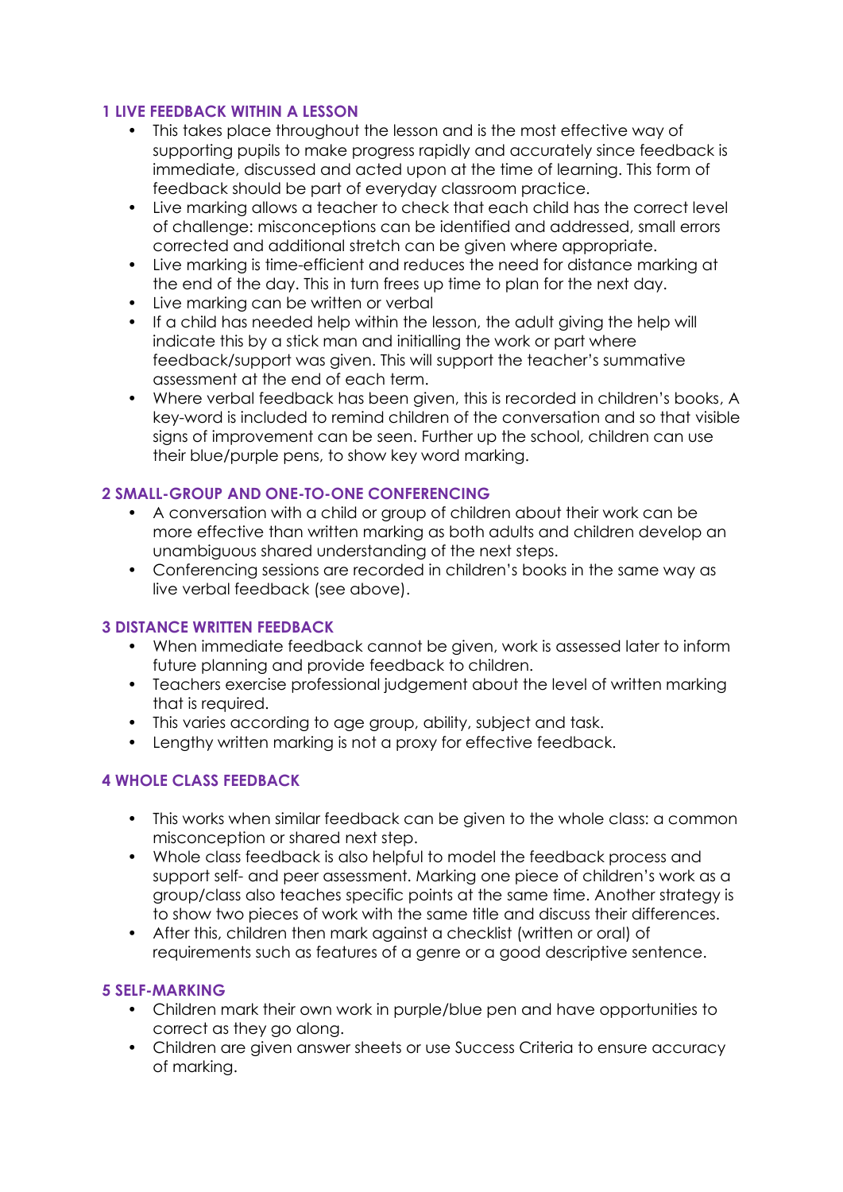## 1 LIVE FEEDBACK WITHIN A LESSON

- This takes place throughout the lesson and is the most effective way of supporting pupils to make progress rapidly and accurately since feedback is immediate, discussed and acted upon at the time of learning. This form of feedback should be part of everyday classroom practice.
- Live marking allows a teacher to check that each child has the correct level of challenge: misconceptions can be identified and addressed, small errors corrected and additional stretch can be given where appropriate.
- Live marking is time-efficient and reduces the need for distance marking at the end of the day. This in turn frees up time to plan for the next day.
- Live marking can be written or verbal
- If a child has needed help within the lesson, the adult giving the help will indicate this by a stick man and initialling the work or part where feedback/support was given. This will support the teacher's summative assessment at the end of each term.
- Where verbal feedback has been given, this is recorded in children's books, A key-word is included to remind children of the conversation and so that visible signs of improvement can be seen. Further up the school, children can use their blue/purple pens, to show key word marking.

## 2 SMALL-GROUP AND ONE-TO-ONE CONFERENCING

- A conversation with a child or group of children about their work can be more effective than written marking as both adults and children develop an unambiguous shared understanding of the next steps.
- Conferencing sessions are recorded in children's books in the same way as live verbal feedback (see above).

## 3 DISTANCE WRITTEN FEEDBACK

- When immediate feedback cannot be given, work is assessed later to inform future planning and provide feedback to children.
- Teachers exercise professional judgement about the level of written marking that is required.
- This varies according to age group, ability, subject and task.
- Lengthy written marking is not a proxy for effective feedback.

## 4 WHOLE CLASS FEEDBACK

- This works when similar feedback can be given to the whole class: a common misconception or shared next step.
- Whole class feedback is also helpful to model the feedback process and support self- and peer assessment. Marking one piece of children's work as a group/class also teaches specific points at the same time. Another strategy is to show two pieces of work with the same title and discuss their differences.
- After this, children then mark against a checklist (written or oral) of requirements such as features of a genre or a good descriptive sentence.

## 5 SELF-MARKING

- Children mark their own work in purple/blue pen and have opportunities to correct as they go along.
- Children are given answer sheets or use Success Criteria to ensure accuracy of marking.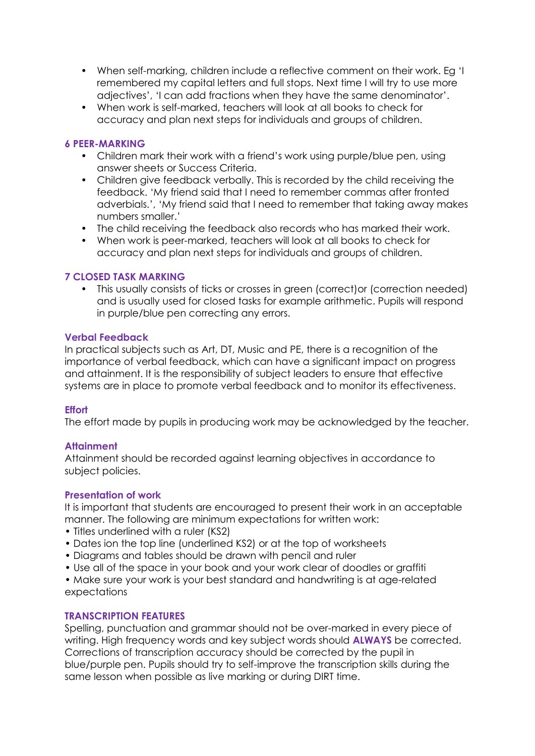- When self-marking, children include a reflective comment on their work. Eg 'I remembered my capital letters and full stops. Next time I will try to use more adjectives', 'I can add fractions when they have the same denominator'.
- When work is self-marked, teachers will look at all books to check for accuracy and plan next steps for individuals and groups of children.

### 6 PEER-MARKING

- Children mark their work with a friend's work using purple/blue pen, using answer sheets or Success Criteria.
- Children give feedback verbally. This is recorded by the child receiving the feedback. 'My friend said that I need to remember commas after fronted adverbials.', 'My friend said that I need to remember that taking away makes numbers smaller.'
- The child receiving the feedback also records who has marked their work.
- When work is peer-marked, teachers will look at all books to check for accuracy and plan next steps for individuals and groups of children.

### 7 CLOSED TASK MARKING

- This usually consists of ticks or crosses in green (correct)or (correction needed) and is usually used for closed tasks for example arithmetic. Pupils will respond in purple/blue pen correcting any errors.

### Verbal Feedback

In practical subjects such as Art, DT, Music and PE, there is a recognition of the importance of verbal feedback, which can have a significant impact on progress and attainment. It is the responsibility of subject leaders to ensure that effective systems are in place to promote verbal feedback and to monitor its effectiveness.

### Effort

The effort made by pupils in producing work may be acknowledged by the teacher.

### Attainment

Attainment should be recorded against learning objectives in accordance to subject policies.

### Presentation of work

It is important that students are encouraged to present their work in an acceptable manner. The following are minimum expectations for written work:

- Titles underlined with a ruler (KS2)
- Dates ion the top line (underlined KS2) or at the top of worksheets
- Diagrams and tables should be drawn with pencil and ruler
- Use all of the space in your book and your work clear of doodles or graffiti
- Make sure your work is your best standard and handwriting is at age-related expectations

### TRANSCRIPTION FEATURES

Spelling, punctuation and grammar should not be over-marked in every piece of writing. High frequency words and key subject words should **ALWAYS** be corrected. Corrections of transcription accuracy should be corrected by the pupil in blue/purple pen. Pupils should try to self-improve the transcription skills during the same lesson when possible as live marking or during DIRT time.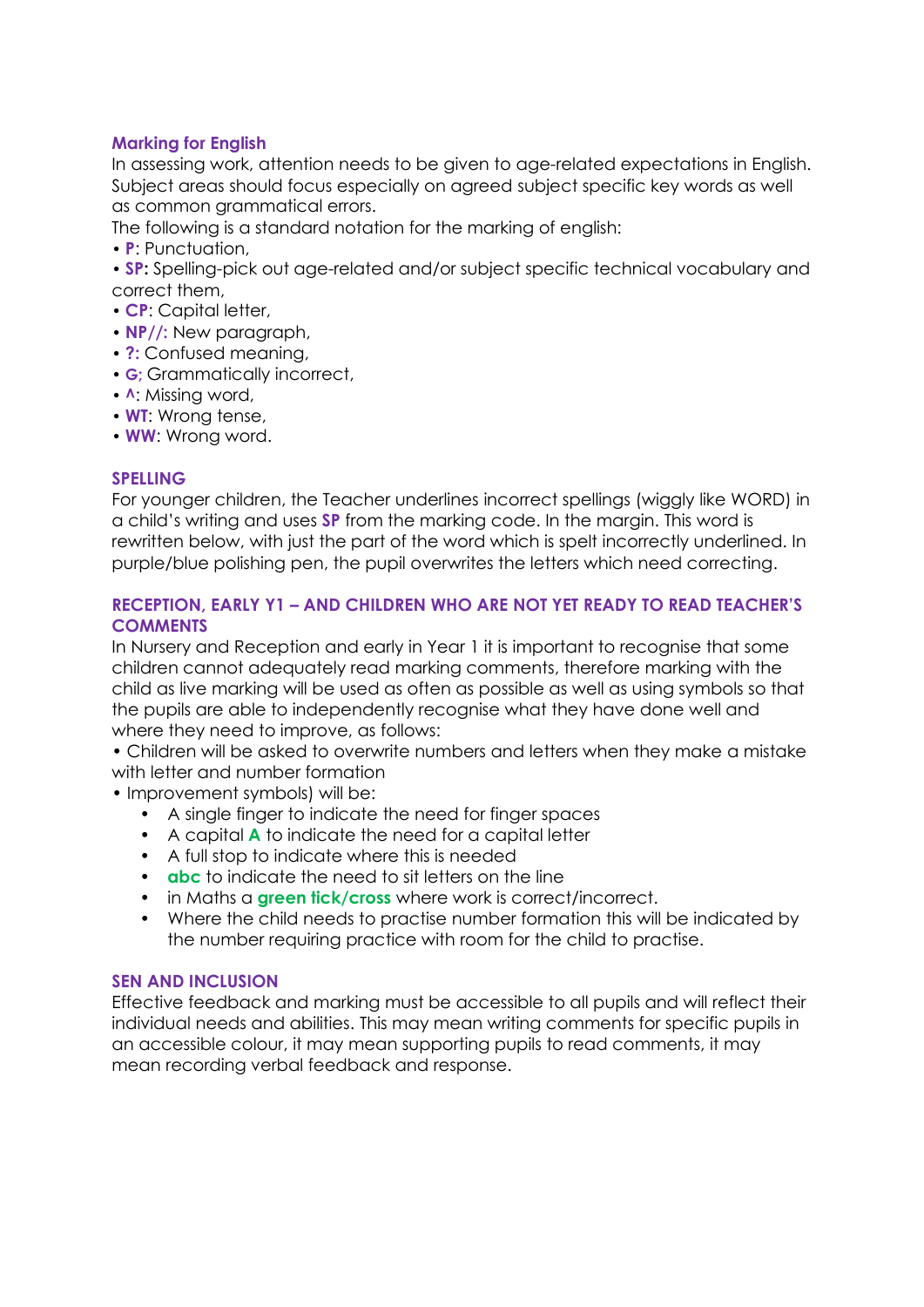## Marking for English

In assessing work, attention needs to be given to age-related expectations in English. Subject areas should focus especially on agreed subject specific key words as well as common grammatical errors.

The following is a standard notation for the marking of english:

- **P**: Punctuation,
- **SP:** Spelling-pick out age-related and/or subject specific technical vocabulary and correct them,
- **CP**: Capital letter,
- **NP//:** New paragraph,
- **?:** Confused meaning,
- **G**; Grammatically incorrect,
- **^**: Missing word,
- **WT**: Wrong tense,
- **WW**: Wrong word.

## SPELLING

For younger children, the Teacher underlines incorrect spellings (wiggly like WORD) in a child's writing and uses **SP** from the marking code. In the margin. This word is rewritten below, with just the part of the word which is spelt incorrectly underlined. In purple/blue polishing pen, the pupil overwrites the letters which need correcting.

## RECEPTION, EARLY Y1 – AND CHILDREN WHO ARE NOT YET READY TO READ TEACHER'S COMMENTS

In Nursery and Reception and early in Year 1 it is important to recognise that some children cannot adequately read marking comments, therefore marking with the child as live marking will be used as often as possible as well as using symbols so that the pupils are able to independently recognise what they have done well and where they need to improve, as follows:

- Children will be asked to overwrite numbers and letters when they make a mistake with letter and number formation
- Improvement symbols) will be:
  - A single finger to indicate the need for finger spaces
  - A capital **A** to indicate the need for a capital letter
  - A full stop to indicate where this is needed
  - **abc** to indicate the need to sit letters on the line
  - in Maths a **green tick/cross** where work is correct/incorrect.
  - Where the child needs to practise number formation this will be indicated by the number requiring practice with room for the child to practise.

## SEN AND INCLUSION

Effective feedback and marking must be accessible to all pupils and will reflect their individual needs and abilities. This may mean writing comments for specific pupils in an accessible colour, it may mean supporting pupils to read comments, it may mean recording verbal feedback and response.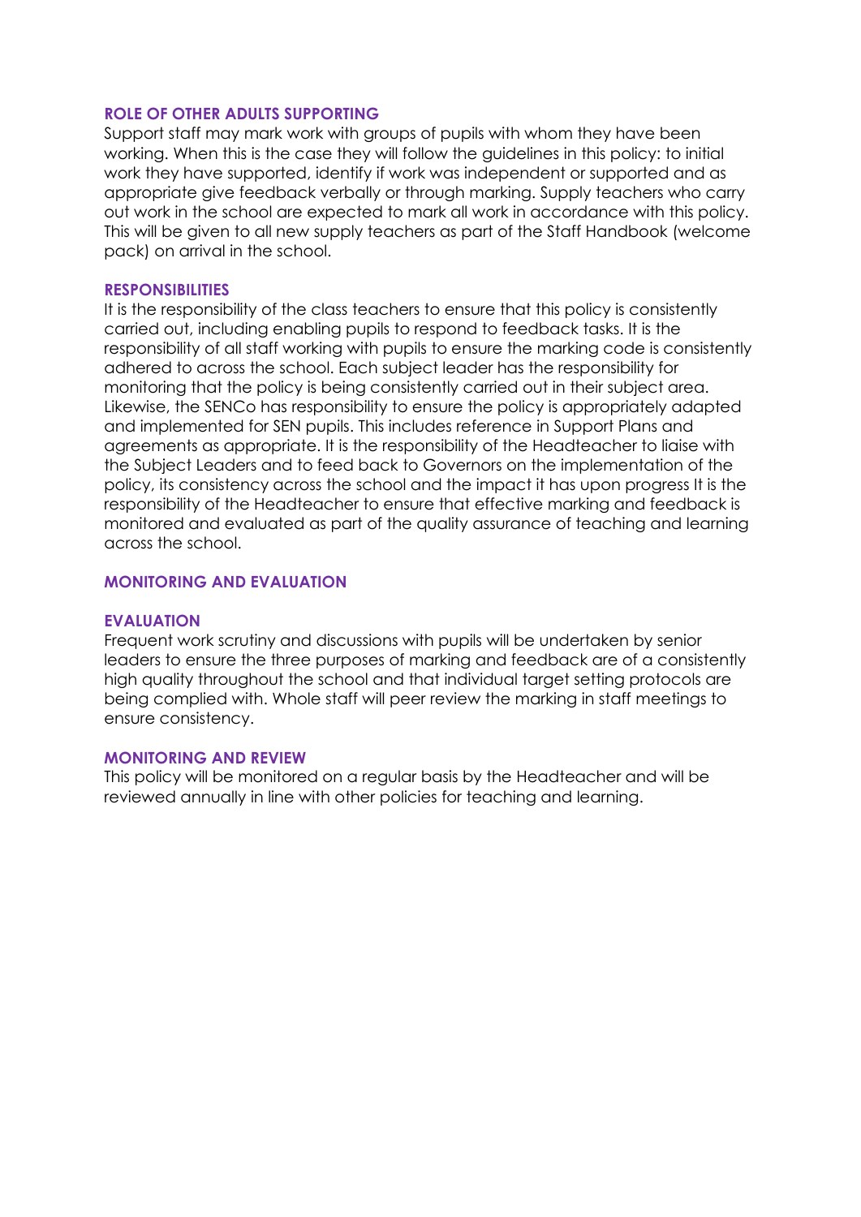## ROLE OF OTHER ADULTS SUPPORTING

Support staff may mark work with groups of pupils with whom they have been working. When this is the case they will follow the guidelines in this policy: to initial work they have supported, identify if work was independent or supported and as appropriate give feedback verbally or through marking. Supply teachers who carry out work in the school are expected to mark all work in accordance with this policy. This will be given to all new supply teachers as part of the Staff Handbook (welcome pack) on arrival in the school.

## RESPONSIBILITIES

It is the responsibility of the class teachers to ensure that this policy is consistently carried out, including enabling pupils to respond to feedback tasks. It is the responsibility of all staff working with pupils to ensure the marking code is consistently adhered to across the school. Each subject leader has the responsibility for monitoring that the policy is being consistently carried out in their subject area. Likewise, the SENCo has responsibility to ensure the policy is appropriately adapted and implemented for SEN pupils. This includes reference in Support Plans and agreements as appropriate. It is the responsibility of the Headteacher to liaise with the Subject Leaders and to feed back to Governors on the implementation of the policy, its consistency across the school and the impact it has upon progress It is the responsibility of the Headteacher to ensure that effective marking and feedback is monitored and evaluated as part of the quality assurance of teaching and learning across the school.

## MONITORING AND EVALUATION

### EVALUATION

Frequent work scrutiny and discussions with pupils will be undertaken by senior leaders to ensure the three purposes of marking and feedback are of a consistently high quality throughout the school and that individual target setting protocols are being complied with. Whole staff will peer review the marking in staff meetings to ensure consistency.

### MONITORING AND REVIEW

This policy will be monitored on a regular basis by the Headteacher and will be reviewed annually in line with other policies for teaching and learning.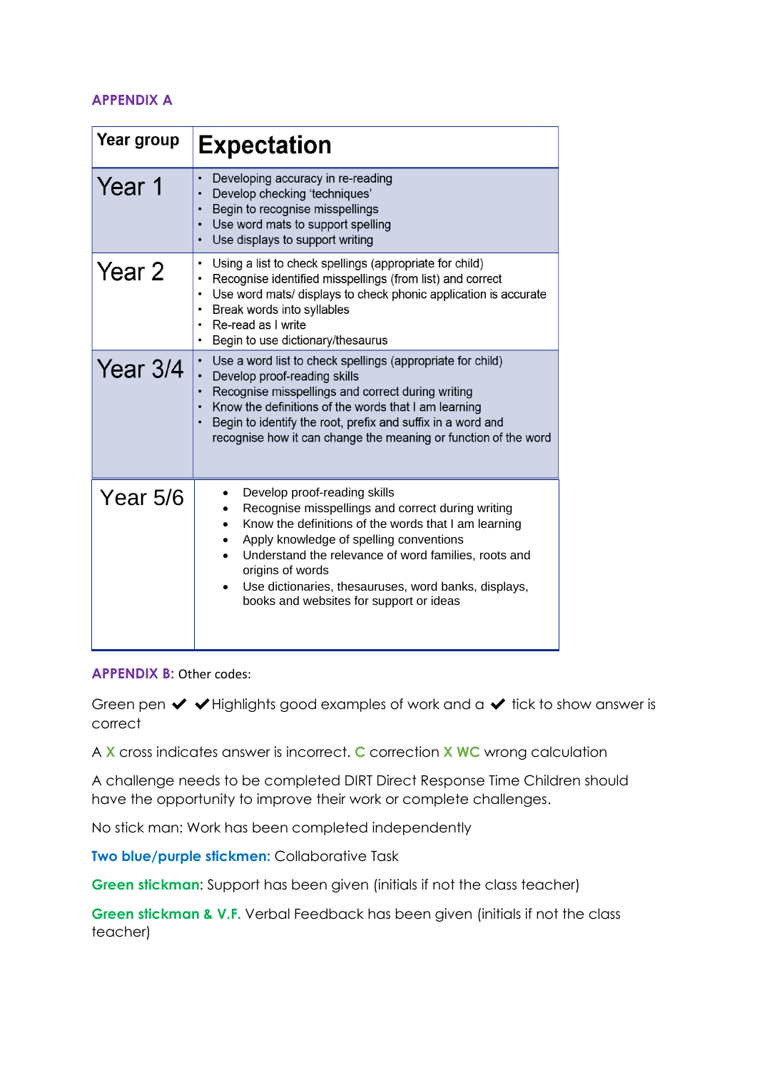## APPENDIX A

| Year group | Expectation |
|---|---|
| Year 1 | • Developing accuracy in re-reading<br>• Develop checking 'techniques'<br>• Begin to recognise misspellings<br>• Use word mats to support spelling<br>• Use displays to support writing |
| Year 2 | • Using a list to check spellings (appropriate for child)<br>• Recognise identified misspellings (from list) and correct<br>• Use word mats/ displays to check phonic application is accurate<br>• Break words into syllables<br>• Re-read as I write<br>• Begin to use dictionary/thesaurus |
| Year 3/4 | • Use a word list to check spellings (appropriate for child)<br>• Develop proof-reading skills<br>• Recognise misspellings and correct during writing<br>• Know the definitions of the words that I am learning<br>• Begin to identify the root, prefix and suffix in a word and recognise how it can change the meaning or function of the word |
| Year 5/6 | • Develop proof-reading skills<br>• Recognise misspellings and correct during writing<br>• Know the definitions of the words that I am learning<br>• Apply knowledge of spelling conventions<br>• Understand the relevance of word families, roots and origins of words<br>• Use dictionaries, thesauruses, word banks, displays, books and websites for support or ideas |

**APPENDIX B:** Other codes:

Green pen ✔ ✔Highlights good examples of work and a ✔ tick to show answer is correct

A X cross indicates answer is incorrect. C correction X WC wrong calculation

A challenge needs to be completed DIRT Direct Response Time Children should have the opportunity to improve their work or complete challenges.

No stick man: Work has been completed independently

**Two blue/purple stickmen:** Collaborative Task

**Green stickman**: Support has been given (initials if not the class teacher)

**Green stickman & V.F.** Verbal Feedback has been given (initials if not the class teacher)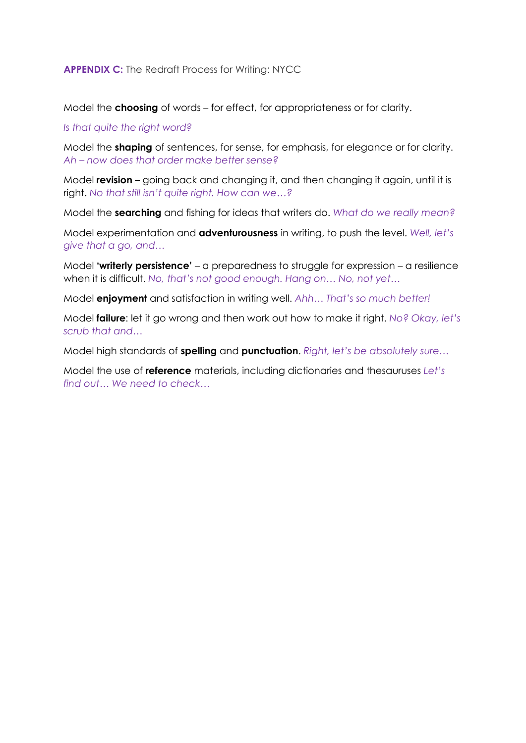**APPENDIX C:** The Redraft Process for Writing: NYCC

Model the **choosing** of words – for effect, for appropriateness or for clarity.

*Is that quite the right word?*

Model the **shaping** of sentences, for sense, for emphasis, for elegance or for clarity. *Ah – now does that order make better sense?*

Model **revision** – going back and changing it, and then changing it again, until it is right. *No that still isn't quite right. How can we…?*

Model the **searching** and fishing for ideas that writers do. *What do we really mean?*

Model experimentation and **adventurousness** in writing, to push the level. *Well, let's give that a go, and…*

Model **'writerly persistence'** – a preparedness to struggle for expression – a resilience when it is difficult. *No, that's not good enough. Hang on… No, not yet…*

Model **enjoyment** and satisfaction in writing well. *Ahh… That's so much better!*

Model **failure**: let it go wrong and then work out how to make it right. *No? Okay, let's scrub that and…*

Model high standards of **spelling** and **punctuation**. *Right, let's be absolutely sure…*

Model the use of **reference** materials, including dictionaries and thesauruses *Let's find out… We need to check…*